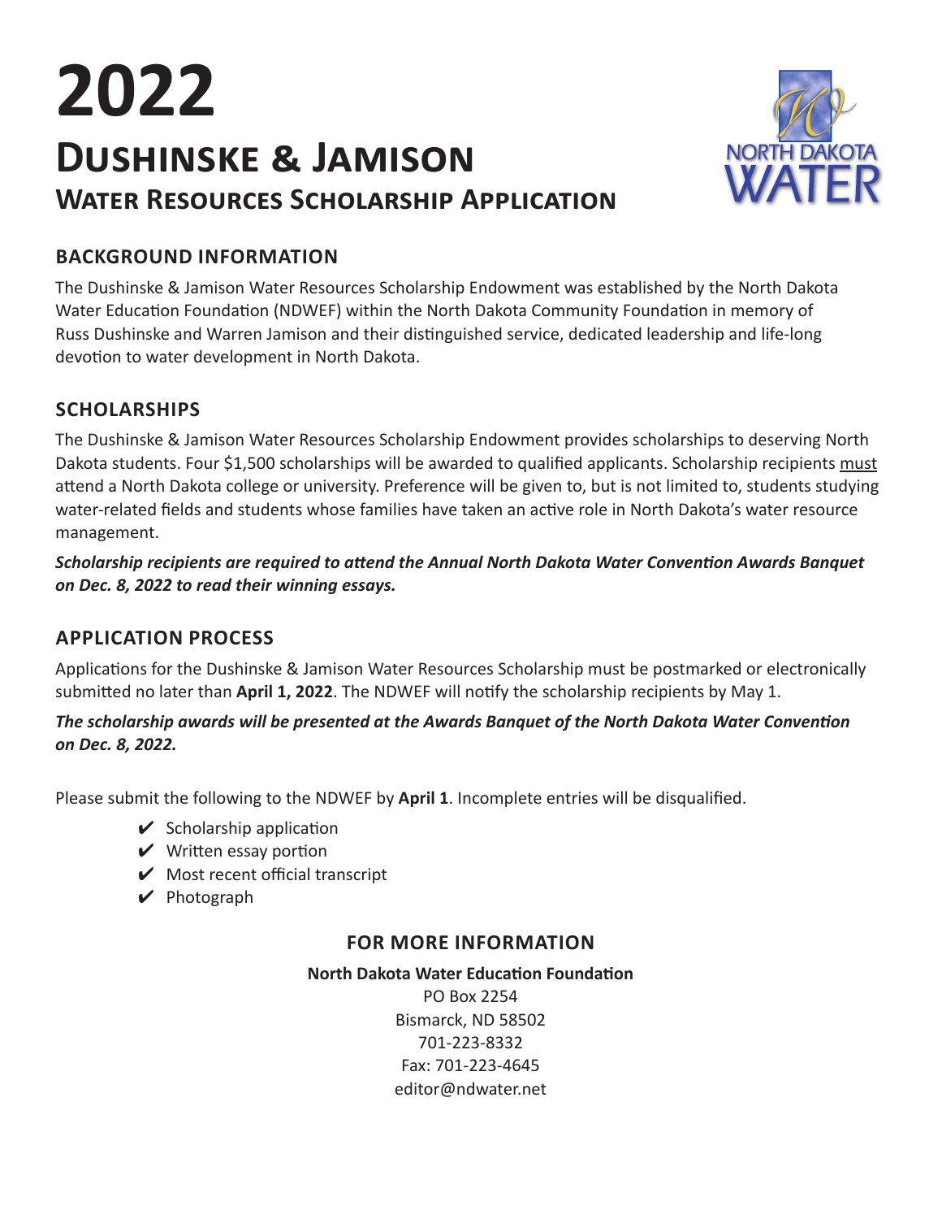# 2022

# Dushinske & Jamison

## Water Resources Scholarship Application

### BACKGROUND INFORMATION

The Dushinske & Jamison Water Resources Scholarship Endowment was established by the North Dakota Water Education Foundation (NDWEF) within the North Dakota Community Foundation in memory of Russ Dushinske and Warren Jamison and their distinguished service, dedicated leadership and life-long devotion to water development in North Dakota.

### SCHOLARSHIPS

The Dushinske & Jamison Water Resources Scholarship Endowment provides scholarships to deserving North Dakota students. Four $1,500 scholarships will be awarded to qualified applicants. Scholarship recipients must attend a North Dakota college or university. Preference will be given to, but is not limited to, students studying water-related fields and students whose families have taken an active role in North Dakota's water resource management.

***Scholarship recipients are required to attend the Annual North Dakota Water Convention Awards Banquet on Dec. 8, 2022 to read their winning essays.***

### APPLICATION PROCESS

Applications for the Dushinske & Jamison Water Resources Scholarship must be postmarked or electronically submitted no later than **April 1, 2022**. The NDWEF will notify the scholarship recipients by May 1.

***The scholarship awards will be presented at the Awards Banquet of the North Dakota Water Convention on Dec. 8, 2022.***

Please submit the following to the NDWEF by **April 1**. Incomplete entries will be disqualified.

- ✔ Scholarship application
- ✔ Written essay portion
- ✔ Most recent official transcript
- ✔ Photograph

### FOR MORE INFORMATION

**North Dakota Water Education Foundation**
PO Box 2254
Bismarck, ND 58502
701-223-8332
Fax: 701-223-4645
editor@ndwater.net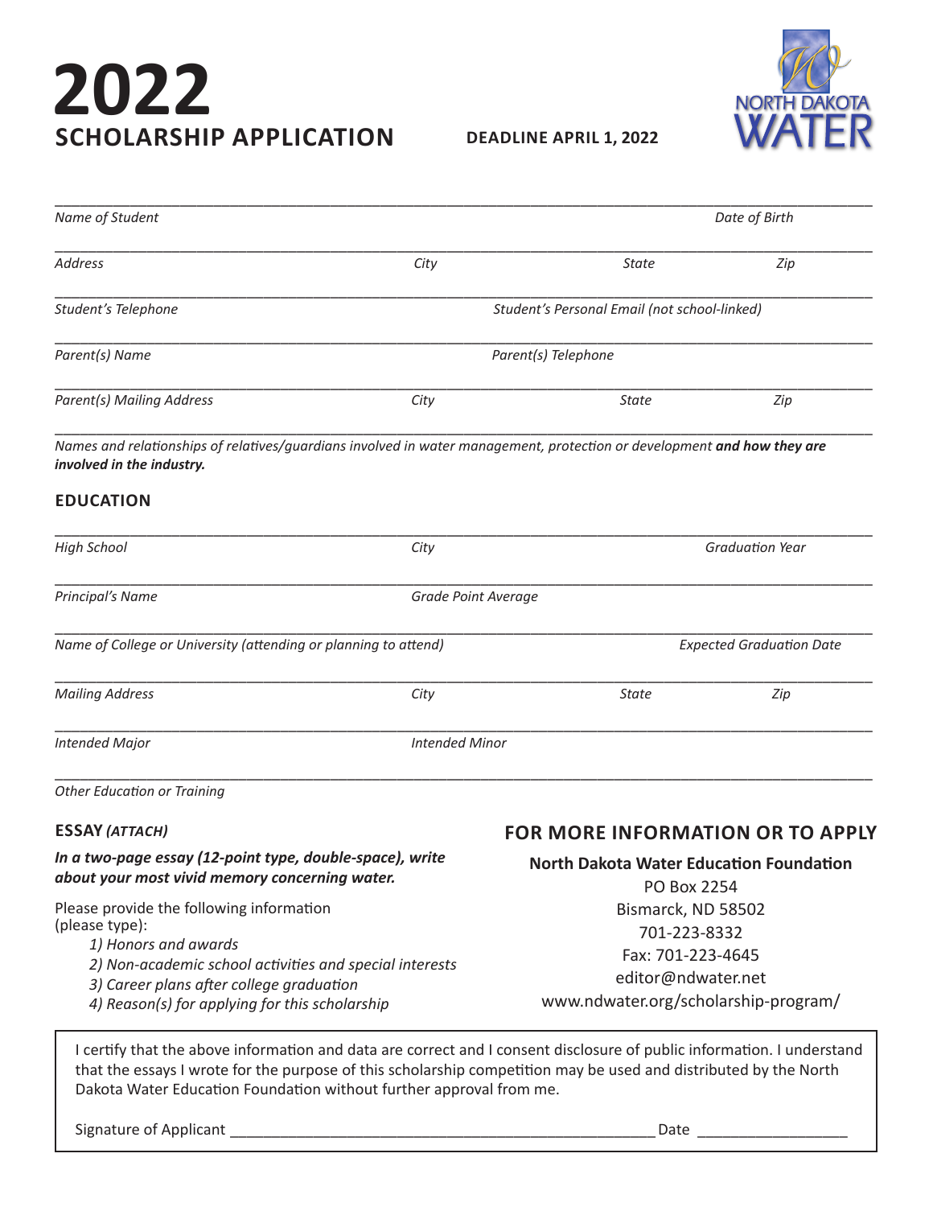# 2022
## SCHOLARSHIP APPLICATION

**DEADLINE APRIL 1, 2022**

NORTH DAKOTA WATER

_______________________________________________

*Name of Student* *Date of Birth*

_______________________________________________

*Address* *City* *State* *Zip*

_______________________________________________

*Student's Telephone* *Student's Personal Email (not school-linked)*

_______________________________________________

*Parent(s) Name* *Parent(s) Telephone*

_______________________________________________

*Parent(s) Mailing Address* *City* *State* *Zip*

_______________________________________________

*Names and relationships of relatives/guardians involved in water management, protection or development* ***and how they are involved in the industry.***

### EDUCATION

_______________________________________________

*High School* *City* *Graduation Year*

_______________________________________________

*Principal's Name* *Grade Point Average*

_______________________________________________

*Name of College or University (attending or planning to attend)* *Expected Graduation Date*

_______________________________________________

*Mailing Address* *City* *State* *Zip*

_______________________________________________

*Intended Major* *Intended Minor*

_______________________________________________

*Other Education or Training*

### ESSAY *(ATTACH)*

***In a two-page essay (12-point type, double-space), write about your most vivid memory concerning water.***

Please provide the following information (please type):

*1) Honors and awards*
*2) Non-academic school activities and special interests*
*3) Career plans after college graduation*
*4) Reason(s) for applying for this scholarship*

### FOR MORE INFORMATION OR TO APPLY

**North Dakota Water Education Foundation**
PO Box 2254
Bismarck, ND 58502
701-223-8332
Fax: 701-223-4645
editor@ndwater.net
www.ndwater.org/scholarship-program/

I certify that the above information and data are correct and I consent disclosure of public information. I understand that the essays I wrote for the purpose of this scholarship competition may be used and distributed by the North Dakota Water Education Foundation without further approval from me.

Signature of Applicant ______________________________ Date ____________